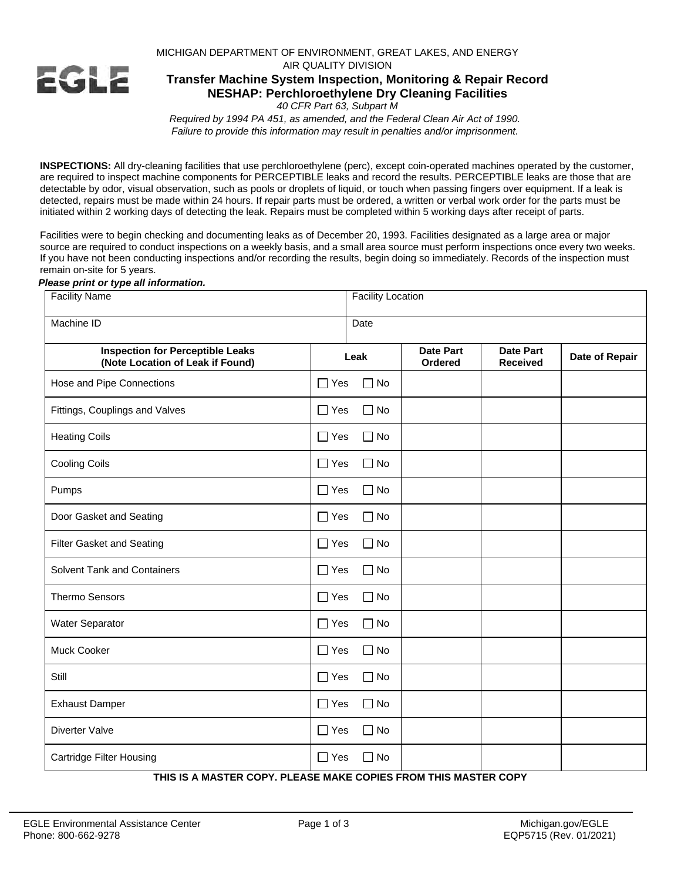MICHIGAN DEPARTMENT OF ENVIRONMENT, GREAT LAKES, AND ENERGY
AIR QUALITY DIVISION

# Transfer Machine System Inspection, Monitoring & Repair Record
## NESHAP: Perchloroethylene Dry Cleaning Facilities

*40 CFR Part 63, Subpart M*

*Required by 1994 PA 451, as amended, and the Federal Clean Air Act of 1990.*
*Failure to provide this information may result in penalties and/or imprisonment.*

**INSPECTIONS:** All dry-cleaning facilities that use perchloroethylene (perc), except coin-operated machines operated by the customer, are required to inspect machine components for PERCEPTIBLE leaks and record the results. PERCEPTIBLE leaks are those that are detectable by odor, visual observation, such as pools or droplets of liquid, or touch when passing fingers over equipment. If a leak is detected, repairs must be made within 24 hours. If repair parts must be ordered, a written or verbal work order for the parts must be initiated within 2 working days of detecting the leak. Repairs must be completed within 5 working days after receipt of parts.

Facilities were to begin checking and documenting leaks as of December 20, 1993. Facilities designated as a large area or major source are required to conduct inspections on a weekly basis, and a small area source must perform inspections once every two weeks. If you have not been conducting inspections and/or recording the results, begin doing so immediately. Records of the inspection must remain on-site for 5 years.

***Please print or type all information.***

| Facility Name | Facility Location |
|---|---|
| Machine ID | Date |

| Inspection for Perceptible Leaks (Note Location of Leak if Found) | Leak | Date Part Ordered | Date Part Received | Date of Repair |
|---|---|---|---|---|
| Hose and Pipe Connections | ☐ Yes ☐ No | | | |
| Fittings, Couplings and Valves | ☐ Yes ☐ No | | | |
| Heating Coils | ☐ Yes ☐ No | | | |
| Cooling Coils | ☐ Yes ☐ No | | | |
| Pumps | ☐ Yes ☐ No | | | |
| Door Gasket and Seating | ☐ Yes ☐ No | | | |
| Filter Gasket and Seating | ☐ Yes ☐ No | | | |
| Solvent Tank and Containers | ☐ Yes ☐ No | | | |
| Thermo Sensors | ☐ Yes ☐ No | | | |
| Water Separator | ☐ Yes ☐ No | | | |
| Muck Cooker | ☐ Yes ☐ No | | | |
| Still | ☐ Yes ☐ No | | | |
| Exhaust Damper | ☐ Yes ☐ No | | | |
| Diverter Valve | ☐ Yes ☐ No | | | |
| Cartridge Filter Housing | ☐ Yes ☐ No | | | |

**THIS IS A MASTER COPY. PLEASE MAKE COPIES FROM THIS MASTER COPY**

EGLE Environmental Assistance Center
Phone: 800-662-9278

Michigan.gov/EGLE
EQP5715 (Rev. 01/2021)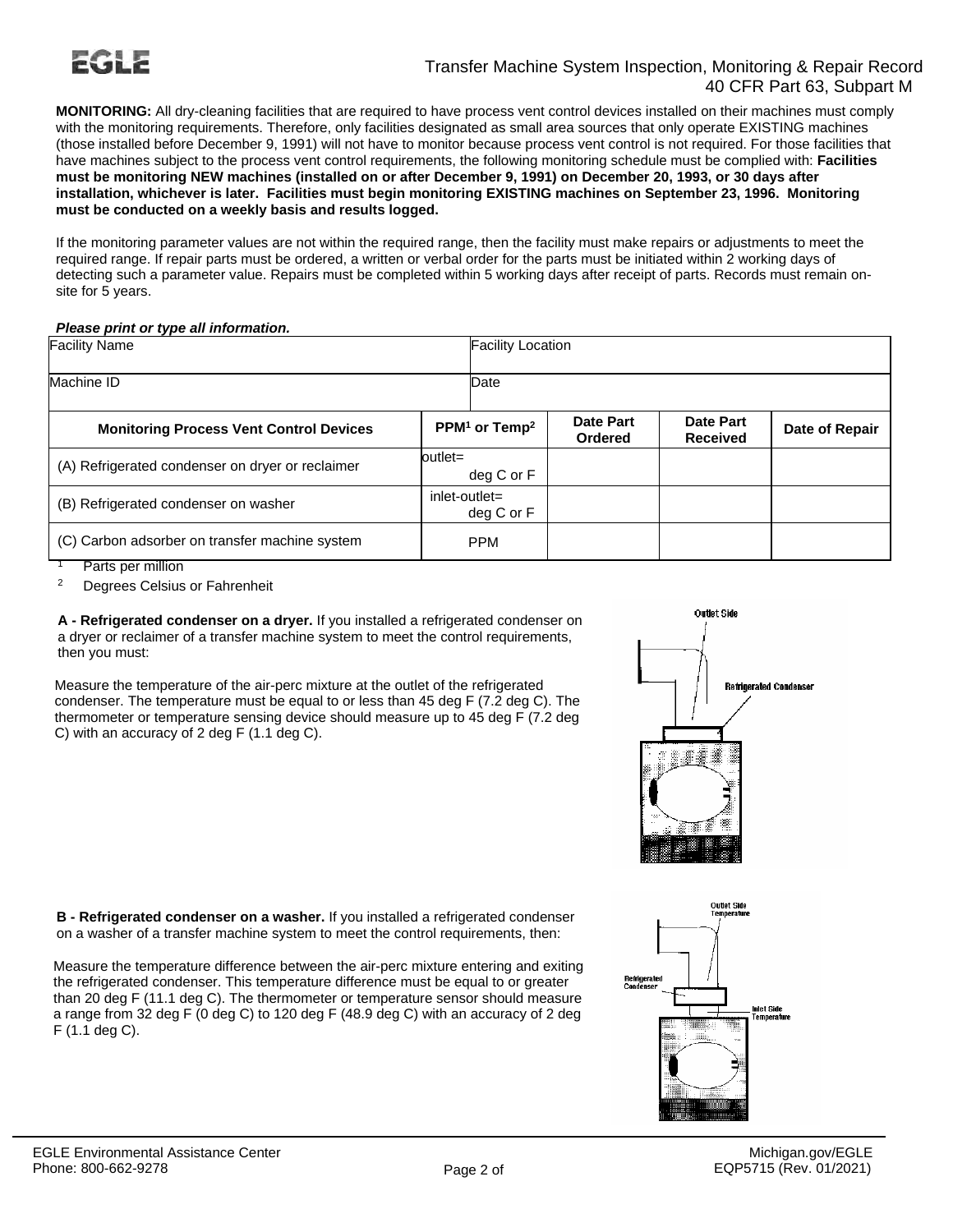Transfer Machine System Inspection, Monitoring & Repair Record
40 CFR Part 63, Subpart M

**MONITORING:** All dry-cleaning facilities that are required to have process vent control devices installed on their machines must comply with the monitoring requirements. Therefore, only facilities designated as small area sources that only operate EXISTING machines (those installed before December 9, 1991) will not have to monitor because process vent control is not required. For those facilities that have machines subject to the process vent control requirements, the following monitoring schedule must be complied with: **Facilities must be monitoring NEW machines (installed on or after December 9, 1991) on December 20, 1993, or 30 days after installation, whichever is later. Facilities must begin monitoring EXISTING machines on September 23, 1996. Monitoring must be conducted on a weekly basis and results logged.**

If the monitoring parameter values are not within the required range, then the facility must make repairs or adjustments to meet the required range. If repair parts must be ordered, a written or verbal order for the parts must be initiated within 2 working days of detecting such a parameter value. Repairs must be completed within 5 working days after receipt of parts. Records must remain on-site for 5 years.

***Please print or type all information.***

| Facility Name | Facility Location |
|---|---|
| Machine ID | Date |

| Monitoring Process Vent Control Devices | PPM[1] or Temp[2] | Date Part Ordered | Date Part Received | Date of Repair |
|---|---|---|---|---|
| (A) Refrigerated condenser on dryer or reclaimer | outlet= deg C or F | | | |
| (B) Refrigerated condenser on washer | inlet-outlet= deg C or F | | | |
| (C) Carbon adsorber on transfer machine system | PPM | | | |

[1] Parts per million

[2] Degrees Celsius or Fahrenheit

**A - Refrigerated condenser on a dryer.** If you installed a refrigerated condenser on a dryer or reclaimer of a transfer machine system to meet the control requirements, then you must:

Measure the temperature of the air-perc mixture at the outlet of the refrigerated condenser. The temperature must be equal to or less than 45 deg F (7.2 deg C). The thermometer or temperature sensing device should measure up to 45 deg F (7.2 deg C) with an accuracy of 2 deg F (1.1 deg C).

**B - Refrigerated condenser on a washer.** If you installed a refrigerated condenser on a washer of a transfer machine system to meet the control requirements, then:

Measure the temperature difference between the air-perc mixture entering and exiting the refrigerated condenser. This temperature difference must be equal to or greater than 20 deg F (11.1 deg C). The thermometer or temperature sensor should measure a range from 32 deg F (0 deg C) to 120 deg F (48.9 deg C) with an accuracy of 2 deg F (1.1 deg C).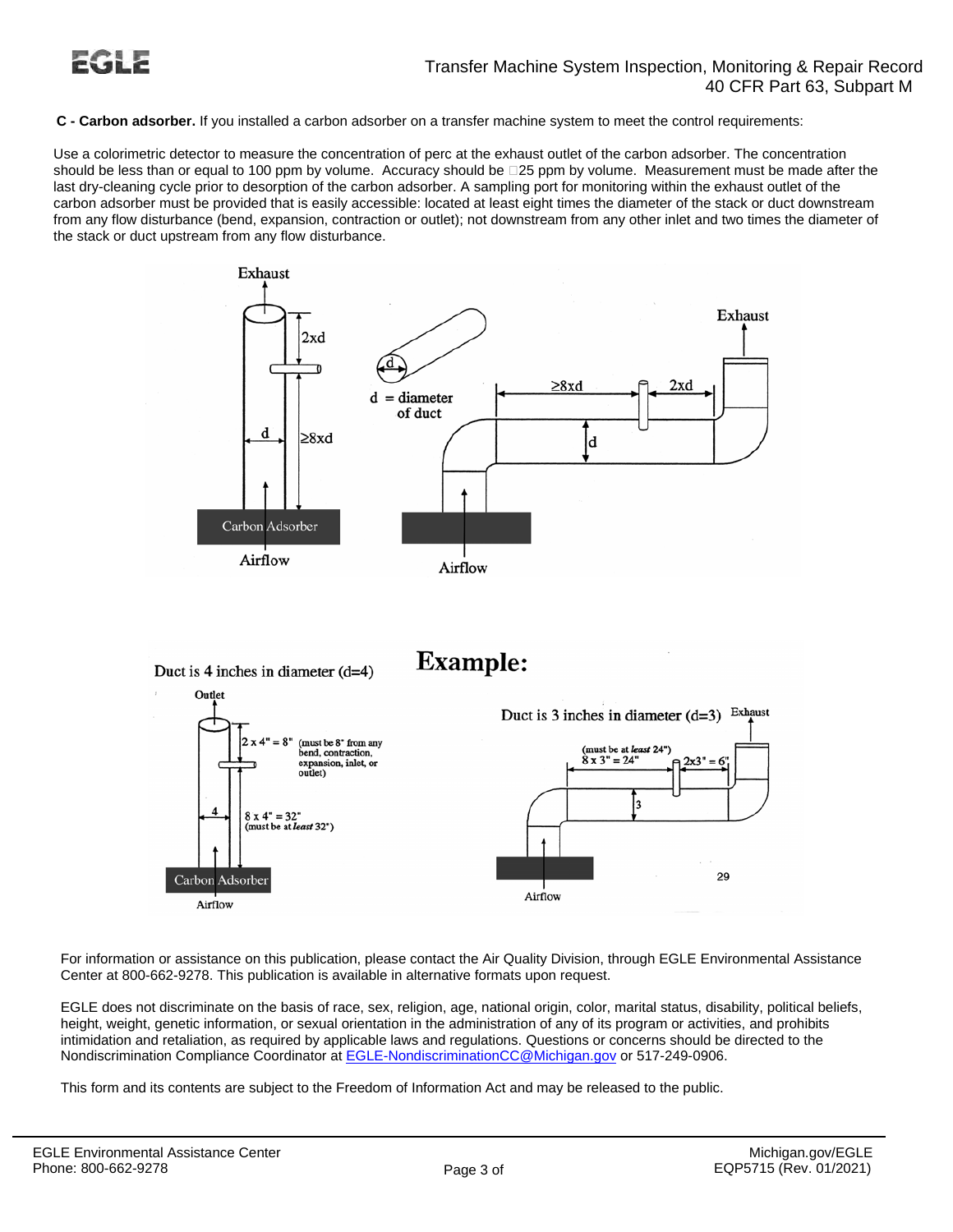**C - Carbon adsorber.** If you installed a carbon adsorber on a transfer machine system to meet the control requirements:

Use a colorimetric detector to measure the concentration of perc at the exhaust outlet of the carbon adsorber. The concentration should be less than or equal to 100 ppm by volume. Accuracy should be □25 ppm by volume. Measurement must be made after the last dry-cleaning cycle prior to desorption of the carbon adsorber. A sampling port for monitoring within the exhaust outlet of the carbon adsorber must be provided that is easily accessible: located at least eight times the diameter of the stack or duct downstream from any flow disturbance (bend, expansion, contraction or outlet); not downstream from any other inlet and two times the diameter of the stack or duct upstream from any flow disturbance.

Exhaust

2xd

d

≥8xd

Carbon Adsorber

Airflow

d = diameter of duct

Exhaust

≥8xd

2xd

d

Airflow

Duct is 4 inches in diameter (d=4)

**Example:**

Outlet

2 x 4" = 8" (must be 8" from any bend, contraction, expansion, inlet, or outlet)

4

8 x 4" = 32" (must be at *least* 32")

Carbon Adsorber

Airflow

Duct is 3 inches in diameter (d=3)

Exhaust

(must be at *least* 24") 8 x 3" = 24"

2x3" = 6"

3

Airflow

29

For information or assistance on this publication, please contact the Air Quality Division, through EGLE Environmental Assistance Center at 800-662-9278. This publication is available in alternative formats upon request.

EGLE does not discriminate on the basis of race, sex, religion, age, national origin, color, marital status, disability, political beliefs, height, weight, genetic information, or sexual orientation in the administration of any of its program or activities, and prohibits intimidation and retaliation, as required by applicable laws and regulations. Questions or concerns should be directed to the Nondiscrimination Compliance Coordinator at EGLE-NondiscriminationCC@Michigan.gov or 517-249-0906.

This form and its contents are subject to the Freedom of Information Act and may be released to the public.